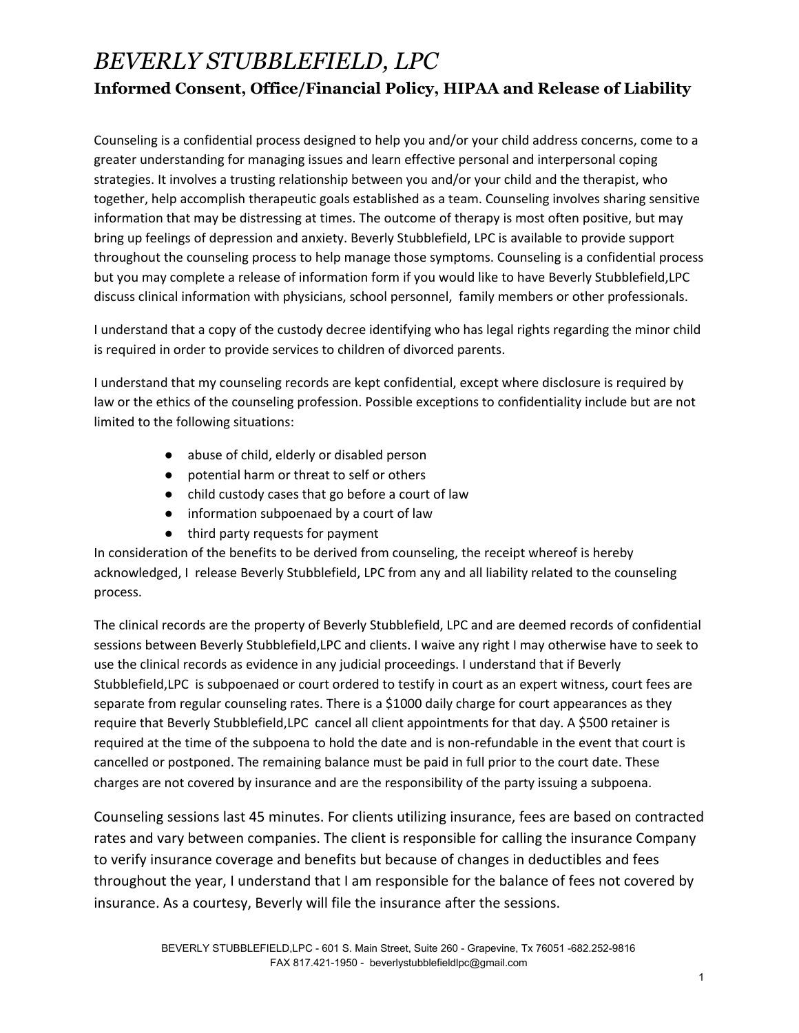# *BEVERLY STUBBLEFIELD, LPC*

## Informed Consent, Office/Financial Policy, HIPAA and Release of Liability

Counseling is a confidential process designed to help you and/or your child address concerns, come to a greater understanding for managing issues and learn effective personal and interpersonal coping strategies. It involves a trusting relationship between you and/or your child and the therapist, who together, help accomplish therapeutic goals established as a team. Counseling involves sharing sensitive information that may be distressing at times. The outcome of therapy is most often positive, but may bring up feelings of depression and anxiety. Beverly Stubblefield, LPC is available to provide support throughout the counseling process to help manage those symptoms. Counseling is a confidential process but you may complete a release of information form if you would like to have Beverly Stubblefield,LPC discuss clinical information with physicians, school personnel, family members or other professionals.

I understand that a copy of the custody decree identifying who has legal rights regarding the minor child is required in order to provide services to children of divorced parents.

I understand that my counseling records are kept confidential, except where disclosure is required by law or the ethics of the counseling profession. Possible exceptions to confidentiality include but are not limited to the following situations:

- abuse of child, elderly or disabled person
- potential harm or threat to self or others
- child custody cases that go before a court of law
- information subpoenaed by a court of law
- third party requests for payment

In consideration of the benefits to be derived from counseling, the receipt whereof is hereby acknowledged, I release Beverly Stubblefield, LPC from any and all liability related to the counseling process.

The clinical records are the property of Beverly Stubblefield, LPC and are deemed records of confidential sessions between Beverly Stubblefield,LPC and clients. I waive any right I may otherwise have to seek to use the clinical records as evidence in any judicial proceedings. I understand that if Beverly Stubblefield,LPC is subpoenaed or court ordered to testify in court as an expert witness, court fees are separate from regular counseling rates. There is a $1000 daily charge for court appearances as they require that Beverly Stubblefield,LPC cancel all client appointments for that day. A $500 retainer is required at the time of the subpoena to hold the date and is non-refundable in the event that court is cancelled or postponed. The remaining balance must be paid in full prior to the court date. These charges are not covered by insurance and are the responsibility of the party issuing a subpoena.

Counseling sessions last 45 minutes. For clients utilizing insurance, fees are based on contracted rates and vary between companies. The client is responsible for calling the insurance Company to verify insurance coverage and benefits but because of changes in deductibles and fees throughout the year, I understand that I am responsible for the balance of fees not covered by insurance. As a courtesy, Beverly will file the insurance after the sessions.

BEVERLY STUBBLEFIELD,LPC - 601 S. Main Street, Suite 260 - Grapevine, Tx 76051 -682.252-9816
FAX 817.421-1950 - beverlystubblefieldlpc@gmail.com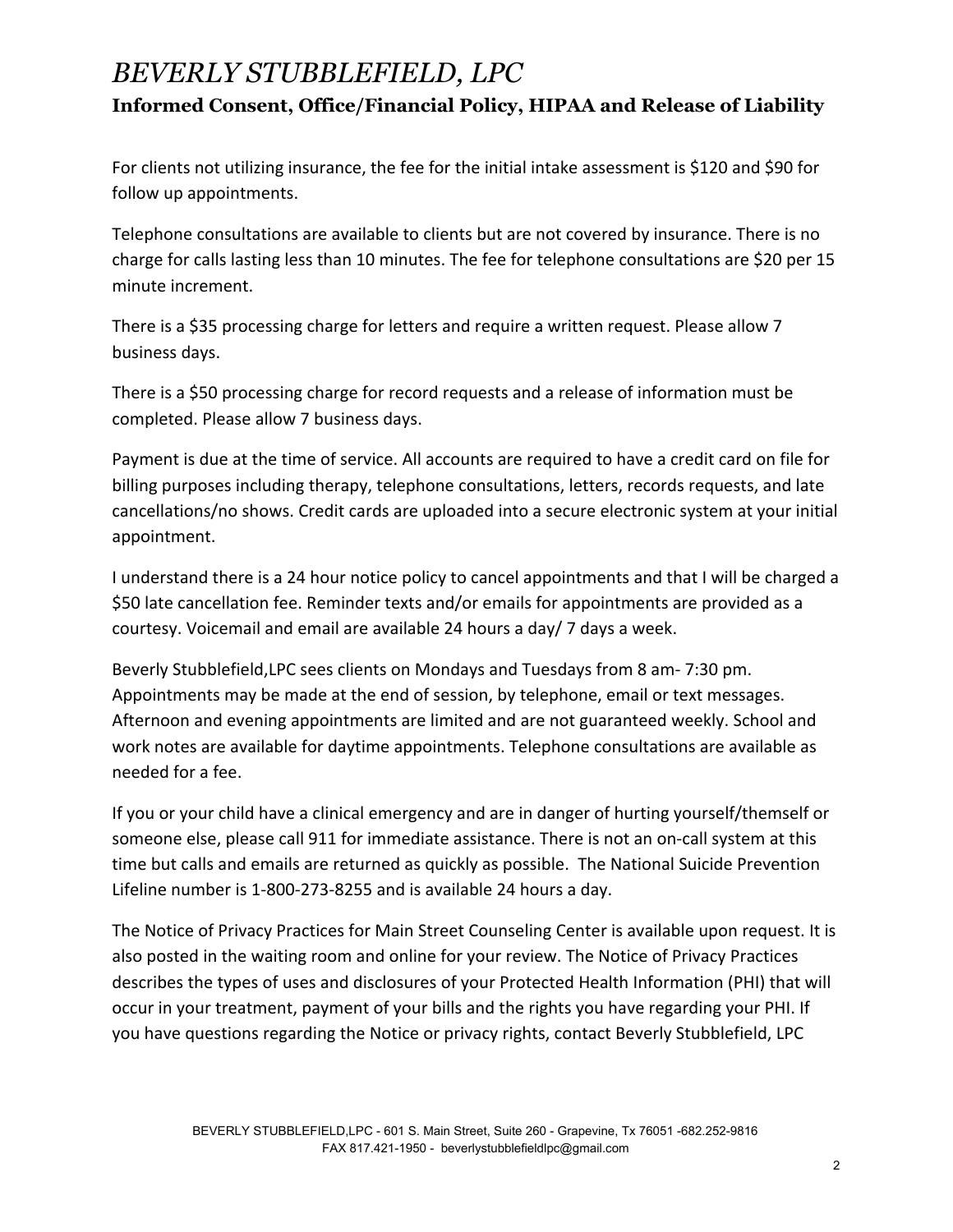For clients not utilizing insurance, the fee for the initial intake assessment is $120 and $90 for follow up appointments.

Telephone consultations are available to clients but are not covered by insurance. There is no charge for calls lasting less than 10 minutes. The fee for telephone consultations are $20 per 15 minute increment.

There is a $35 processing charge for letters and require a written request. Please allow 7 business days.

There is a $50 processing charge for record requests and a release of information must be completed. Please allow 7 business days.

Payment is due at the time of service. All accounts are required to have a credit card on file for billing purposes including therapy, telephone consultations, letters, records requests, and late cancellations/no shows. Credit cards are uploaded into a secure electronic system at your initial appointment.

I understand there is a 24 hour notice policy to cancel appointments and that I will be charged a $50 late cancellation fee. Reminder texts and/or emails for appointments are provided as a courtesy. Voicemail and email are available 24 hours a day/ 7 days a week.

Beverly Stubblefield,LPC sees clients on Mondays and Tuesdays from 8 am- 7:30 pm. Appointments may be made at the end of session, by telephone, email or text messages. Afternoon and evening appointments are limited and are not guaranteed weekly. School and work notes are available for daytime appointments. Telephone consultations are available as needed for a fee.

If you or your child have a clinical emergency and are in danger of hurting yourself/themself or someone else, please call 911 for immediate assistance. There is not an on-call system at this time but calls and emails are returned as quickly as possible. The National Suicide Prevention Lifeline number is 1-800-273-8255 and is available 24 hours a day.

The Notice of Privacy Practices for Main Street Counseling Center is available upon request. It is also posted in the waiting room and online for your review. The Notice of Privacy Practices describes the types of uses and disclosures of your Protected Health Information (PHI) that will occur in your treatment, payment of your bills and the rights you have regarding your PHI. If you have questions regarding the Notice or privacy rights, contact Beverly Stubblefield, LPC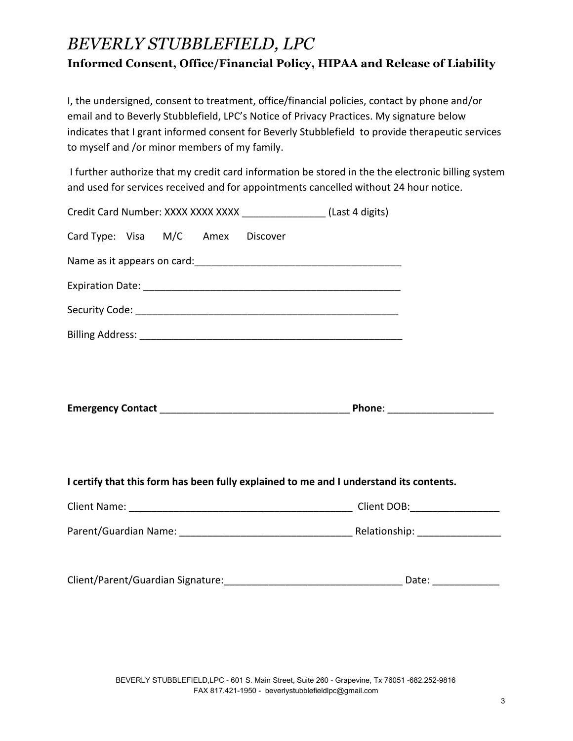// BEVERLY STUBBLEFIELD, LPC

# *BEVERLY STUBBLEFIELD, LPC*

**Informed Consent, Office/Financial Policy, HIPAA and Release of Liability**

I, the undersigned, consent to treatment, office/financial policies, contact by phone and/or email and to Beverly Stubblefield, LPC's Notice of Privacy Practices. My signature below indicates that I grant informed consent for Beverly Stubblefield to provide therapeutic services to myself and /or minor members of my family.

I further authorize that my credit card information be stored in the the electronic billing system and used for services received and for appointments cancelled without 24 hour notice.

Credit Card Number: XXXX XXXX XXXX _______________ (Last 4 digits)

Card Type: Visa M/C Amex Discover

Name as it appears on card:_____________________________________

Expiration Date: ______________________________________________

Security Code: ________________________________________________

Billing Address: _______________________________________________

**Emergency Contact** _________________________________ **Phone**: ___________________

**I certify that this form has been fully explained to me and I understand its contents.**

Client Name: ________________________________________ Client DOB:________________

Parent/Guardian Name: _______________________________ Relationship: _______________

Client/Parent/Guardian Signature:________________________________ Date: ____________

BEVERLY STUBBLEFIELD,LPC - 601 S. Main Street, Suite 260 - Grapevine, Tx 76051 -682.252-9816
FAX 817.421-1950 - beverlystubblefieldlpc@gmail.com